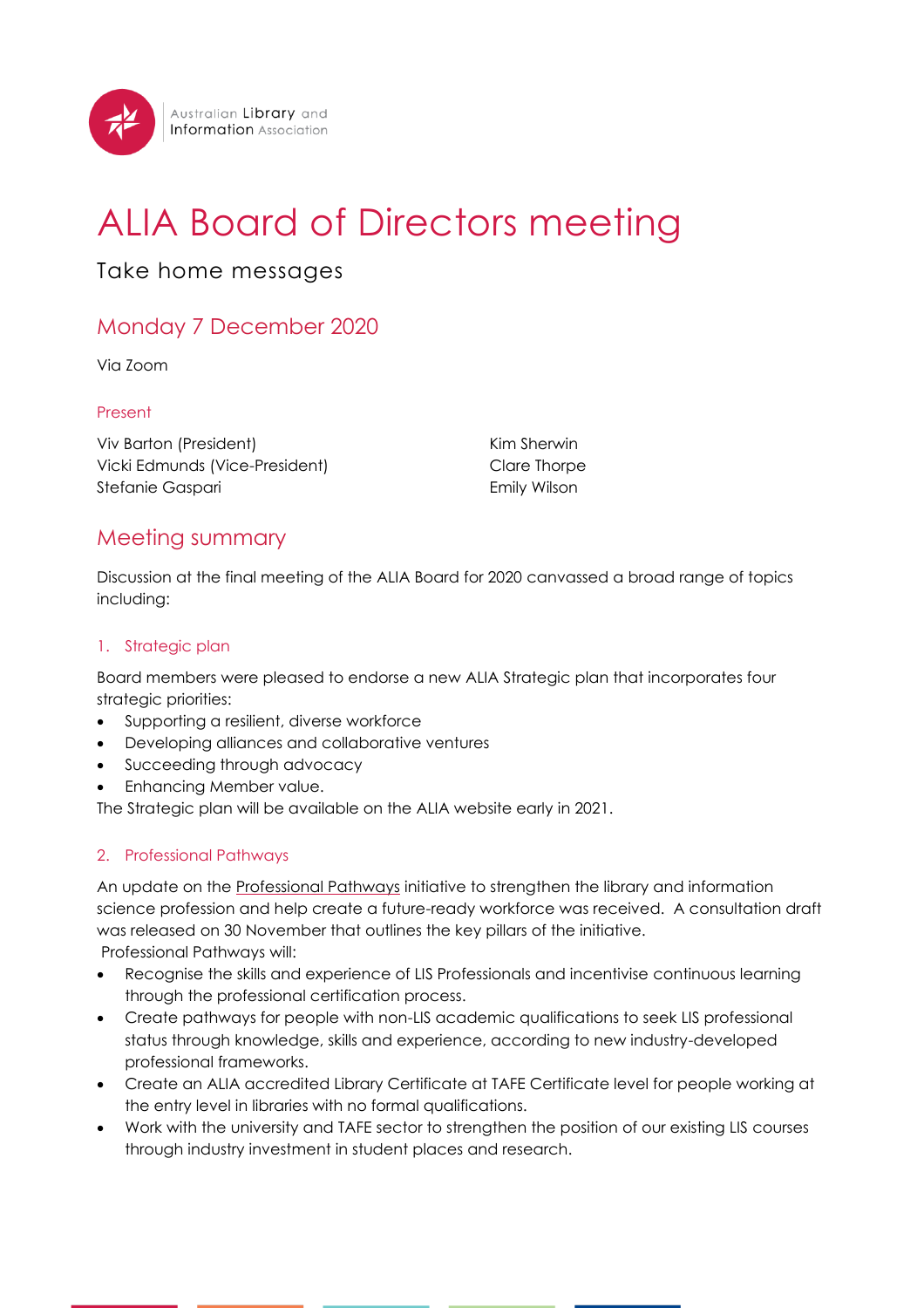Australian Library and Information Association

# ALIA Board of Directors meeting

Take home messages

## Monday 7 December 2020

Via Zoom

### Present

Viv Barton (President)
Vicki Edmunds (Vice-President)
Stefanie Gaspari
Kim Sherwin
Clare Thorpe
Emily Wilson

## Meeting summary

Discussion at the final meeting of the ALIA Board for 2020 canvassed a broad range of topics including:

### 1. Strategic plan

Board members were pleased to endorse a new ALIA Strategic plan that incorporates four strategic priorities:

- Supporting a resilient, diverse workforce
- Developing alliances and collaborative ventures
- Succeeding through advocacy
- Enhancing Member value.

The Strategic plan will be available on the ALIA website early in 2021.

### 2. Professional Pathways

An update on the Professional Pathways initiative to strengthen the library and information science profession and help create a future-ready workforce was received. A consultation draft was released on 30 November that outlines the key pillars of the initiative.

Professional Pathways will:

- Recognise the skills and experience of LIS Professionals and incentivise continuous learning through the professional certification process.
- Create pathways for people with non-LIS academic qualifications to seek LIS professional status through knowledge, skills and experience, according to new industry-developed professional frameworks.
- Create an ALIA accredited Library Certificate at TAFE Certificate level for people working at the entry level in libraries with no formal qualifications.
- Work with the university and TAFE sector to strengthen the position of our existing LIS courses through industry investment in student places and research.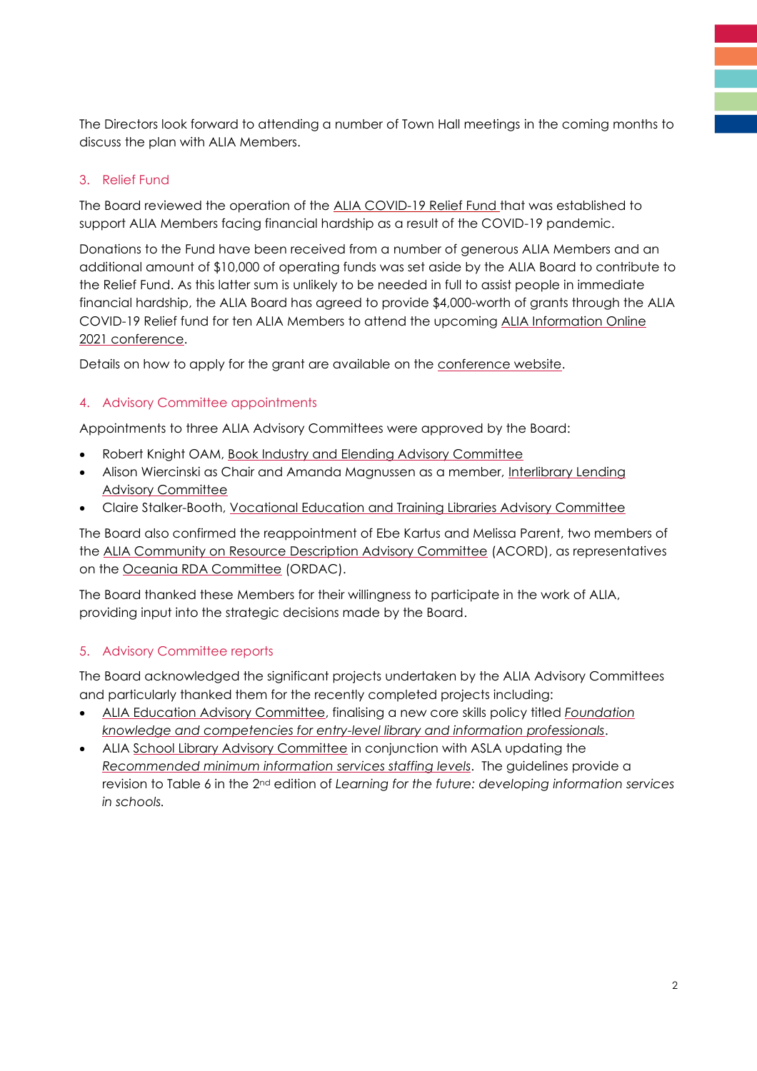The Directors look forward to attending a number of Town Hall meetings in the coming months to discuss the plan with ALIA Members.

## 3. Relief Fund

The Board reviewed the operation of the ALIA COVID-19 Relief Fund that was established to support ALIA Members facing financial hardship as a result of the COVID-19 pandemic.

Donations to the Fund have been received from a number of generous ALIA Members and an additional amount of $10,000 of operating funds was set aside by the ALIA Board to contribute to the Relief Fund. As this latter sum is unlikely to be needed in full to assist people in immediate financial hardship, the ALIA Board has agreed to provide $4,000-worth of grants through the ALIA COVID-19 Relief fund for ten ALIA Members to attend the upcoming ALIA Information Online 2021 conference.

Details on how to apply for the grant are available on the conference website.

## 4. Advisory Committee appointments

Appointments to three ALIA Advisory Committees were approved by the Board:

- Robert Knight OAM, Book Industry and Elending Advisory Committee
- Alison Wiercinski as Chair and Amanda Magnussen as a member, Interlibrary Lending Advisory Committee
- Claire Stalker-Booth, Vocational Education and Training Libraries Advisory Committee

The Board also confirmed the reappointment of Ebe Kartus and Melissa Parent, two members of the ALIA Community on Resource Description Advisory Committee (ACORD), as representatives on the Oceania RDA Committee (ORDAC).

The Board thanked these Members for their willingness to participate in the work of ALIA, providing input into the strategic decisions made by the Board.

## 5. Advisory Committee reports

The Board acknowledged the significant projects undertaken by the ALIA Advisory Committees and particularly thanked them for the recently completed projects including:

- ALIA Education Advisory Committee, finalising a new core skills policy titled *Foundation knowledge and competencies for entry-level library and information professionals*.
- ALIA School Library Advisory Committee in conjunction with ASLA updating the *Recommended minimum information services staffing levels*. The guidelines provide a revision to Table 6 in the 2nd edition of *Learning for the future: developing information services in schools.*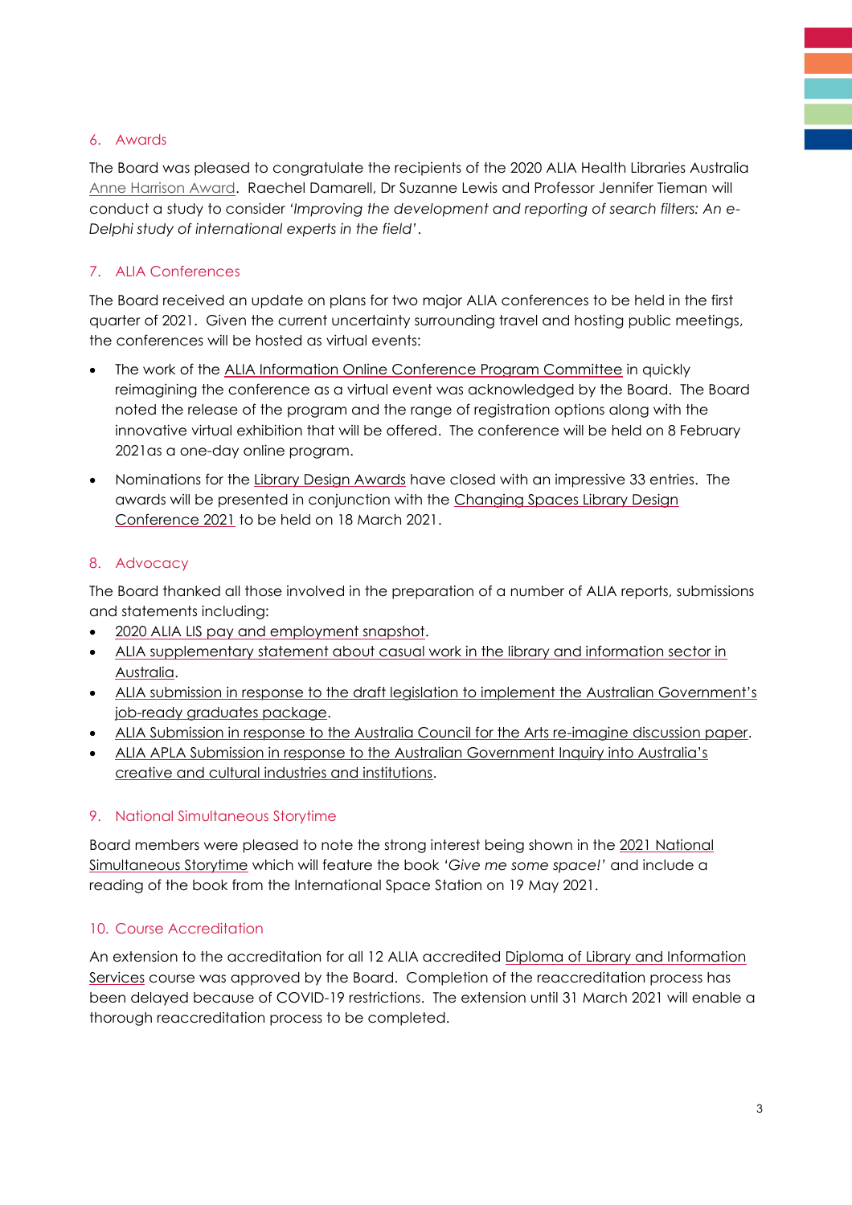## 6. Awards

The Board was pleased to congratulate the recipients of the 2020 ALIA Health Libraries Australia Anne Harrison Award. Raechel Damarell, Dr Suzanne Lewis and Professor Jennifer Tieman will conduct a study to consider *'Improving the development and reporting of search filters: An e-Delphi study of international experts in the field'*.

## 7. ALIA Conferences

The Board received an update on plans for two major ALIA conferences to be held in the first quarter of 2021. Given the current uncertainty surrounding travel and hosting public meetings, the conferences will be hosted as virtual events:

- The work of the ALIA Information Online Conference Program Committee in quickly reimagining the conference as a virtual event was acknowledged by the Board. The Board noted the release of the program and the range of registration options along with the innovative virtual exhibition that will be offered. The conference will be held on 8 February 2021as a one-day online program.
- Nominations for the Library Design Awards have closed with an impressive 33 entries. The awards will be presented in conjunction with the Changing Spaces Library Design Conference 2021 to be held on 18 March 2021.

## 8. Advocacy

The Board thanked all those involved in the preparation of a number of ALIA reports, submissions and statements including:

- 2020 ALIA LIS pay and employment snapshot.
- ALIA supplementary statement about casual work in the library and information sector in Australia.
- ALIA submission in response to the draft legislation to implement the Australian Government's job-ready graduates package.
- ALIA Submission in response to the Australia Council for the Arts re-imagine discussion paper.
- ALIA APLA Submission in response to the Australian Government Inquiry into Australia's creative and cultural industries and institutions.

## 9. National Simultaneous Storytime

Board members were pleased to note the strong interest being shown in the 2021 National Simultaneous Storytime which will feature the book *'Give me some space!'* and include a reading of the book from the International Space Station on 19 May 2021.

## 10. Course Accreditation

An extension to the accreditation for all 12 ALIA accredited Diploma of Library and Information Services course was approved by the Board. Completion of the reaccreditation process has been delayed because of COVID-19 restrictions. The extension until 31 March 2021 will enable a thorough reaccreditation process to be completed.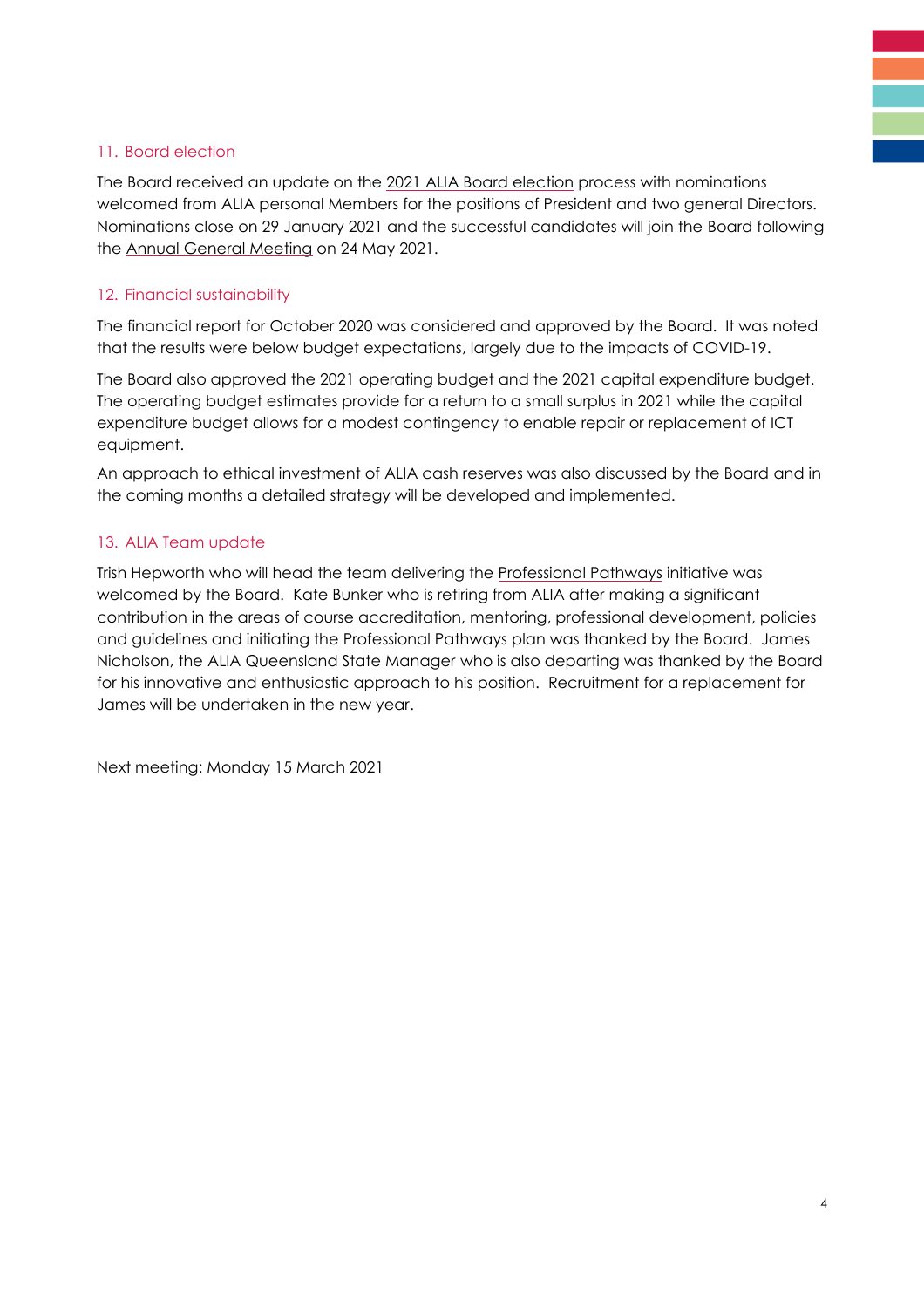## 11. Board election

The Board received an update on the 2021 ALIA Board election process with nominations welcomed from ALIA personal Members for the positions of President and two general Directors. Nominations close on 29 January 2021 and the successful candidates will join the Board following the Annual General Meeting on 24 May 2021.

## 12. Financial sustainability

The financial report for October 2020 was considered and approved by the Board. It was noted that the results were below budget expectations, largely due to the impacts of COVID-19.

The Board also approved the 2021 operating budget and the 2021 capital expenditure budget. The operating budget estimates provide for a return to a small surplus in 2021 while the capital expenditure budget allows for a modest contingency to enable repair or replacement of ICT equipment.

An approach to ethical investment of ALIA cash reserves was also discussed by the Board and in the coming months a detailed strategy will be developed and implemented.

## 13. ALIA Team update

Trish Hepworth who will head the team delivering the Professional Pathways initiative was welcomed by the Board. Kate Bunker who is retiring from ALIA after making a significant contribution in the areas of course accreditation, mentoring, professional development, policies and guidelines and initiating the Professional Pathways plan was thanked by the Board. James Nicholson, the ALIA Queensland State Manager who is also departing was thanked by the Board for his innovative and enthusiastic approach to his position. Recruitment for a replacement for James will be undertaken in the new year.

Next meeting: Monday 15 March 2021